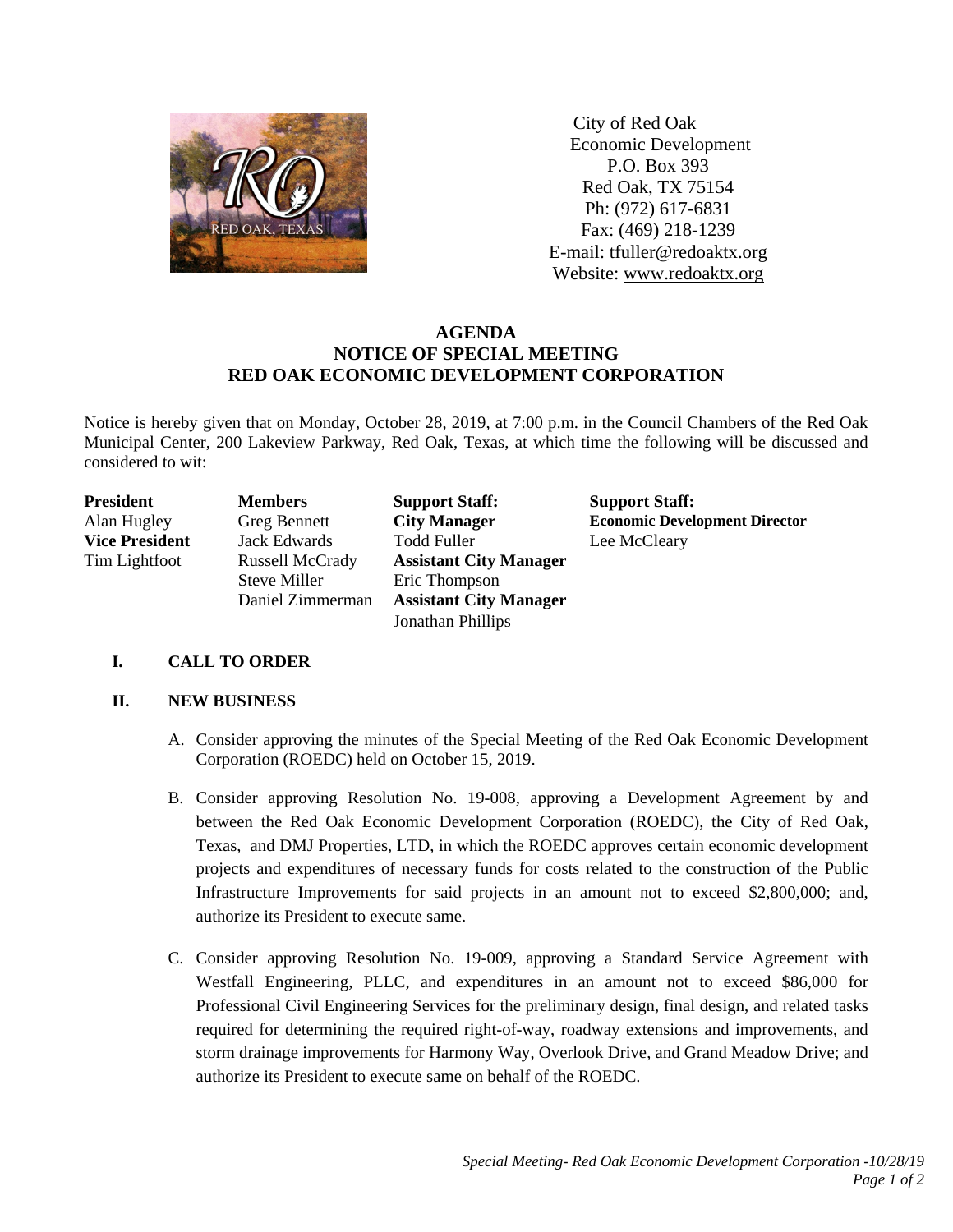City of Red Oak
Economic Development
P.O. Box 393
Red Oak, TX 75154
Ph: (972) 617-6831
Fax: (469) 218-1239
E-mail: tfuller@redoaktx.org
Website: www.redoaktx.org

# AGENDA
## NOTICE OF SPECIAL MEETING
## RED OAK ECONOMIC DEVELOPMENT CORPORATION

Notice is hereby given that on Monday, October 28, 2019, at 7:00 p.m. in the Council Chambers of the Red Oak Municipal Center, 200 Lakeview Parkway, Red Oak, Texas, at which time the following will be discussed and considered to wit:

| **President** | **Members** | **Support Staff:** | **Support Staff:** |
|---|---|---|---|
| Alan Hugley | Greg Bennett | **City Manager** | **Economic Development Director** |
| **Vice President** | Jack Edwards | Todd Fuller | Lee McCleary |
| Tim Lightfoot | Russell McCrady | **Assistant City Manager** | |
| | Steve Miller | Eric Thompson | |
| | Daniel Zimmerman | **Assistant City Manager** | |
| | | Jonathan Phillips | |

## I. CALL TO ORDER

## II. NEW BUSINESS

A. Consider approving the minutes of the Special Meeting of the Red Oak Economic Development Corporation (ROEDC) held on October 15, 2019.

B. Consider approving Resolution No. 19-008, approving a Development Agreement by and between the Red Oak Economic Development Corporation (ROEDC), the City of Red Oak, Texas, and DMJ Properties, LTD, in which the ROEDC approves certain economic development projects and expenditures of necessary funds for costs related to the construction of the Public Infrastructure Improvements for said projects in an amount not to exceed $2,800,000; and, authorize its President to execute same.

C. Consider approving Resolution No. 19-009, approving a Standard Service Agreement with Westfall Engineering, PLLC, and expenditures in an amount not to exceed $86,000 for Professional Civil Engineering Services for the preliminary design, final design, and related tasks required for determining the required right-of-way, roadway extensions and improvements, and storm drainage improvements for Harmony Way, Overlook Drive, and Grand Meadow Drive; and authorize its President to execute same on behalf of the ROEDC.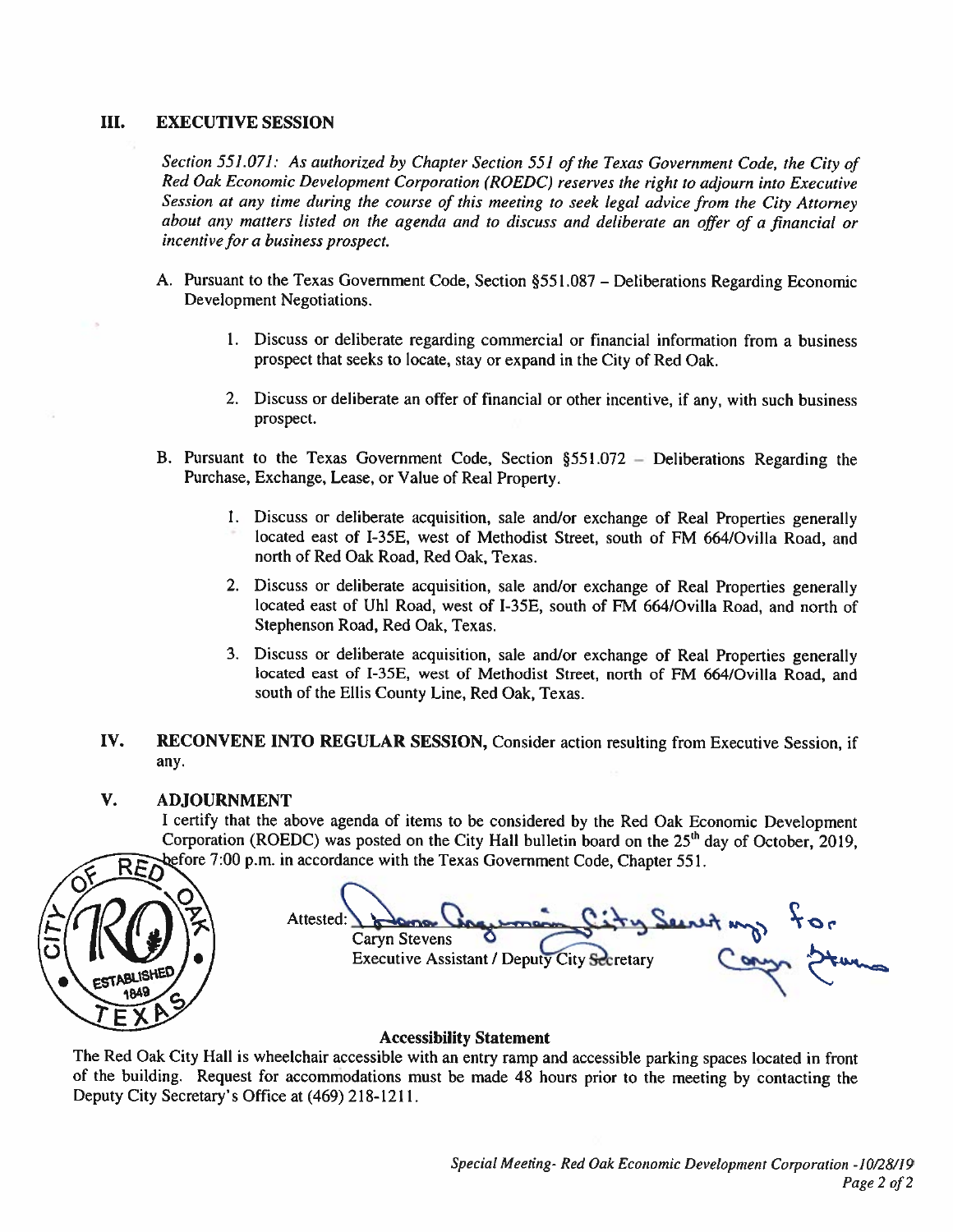## III. EXECUTIVE SESSION

*Section 551.071: As authorized by Chapter Section 551 of the Texas Government Code, the City of Red Oak Economic Development Corporation (ROEDC) reserves the right to adjourn into Executive Session at any time during the course of this meeting to seek legal advice from the City Attorney about any matters listed on the agenda and to discuss and deliberate an offer of a financial or incentive for a business prospect.*

A. Pursuant to the Texas Government Code, Section §551.087 – Deliberations Regarding Economic Development Negotiations.

   1. Discuss or deliberate regarding commercial or financial information from a business prospect that seeks to locate, stay or expand in the City of Red Oak.

   2. Discuss or deliberate an offer of financial or other incentive, if any, with such business prospect.

B. Pursuant to the Texas Government Code, Section §551.072 – Deliberations Regarding the Purchase, Exchange, Lease, or Value of Real Property.

   1. Discuss or deliberate acquisition, sale and/or exchange of Real Properties generally located east of I-35E, west of Methodist Street, south of FM 664/Ovilla Road, and north of Red Oak Road, Red Oak, Texas.

   2. Discuss or deliberate acquisition, sale and/or exchange of Real Properties generally located east of Uhl Road, west of I-35E, south of FM 664/Ovilla Road, and north of Stephenson Road, Red Oak, Texas.

   3. Discuss or deliberate acquisition, sale and/or exchange of Real Properties generally located east of I-35E, west of Methodist Street, north of FM 664/Ovilla Road, and south of the Ellis County Line, Red Oak, Texas.

## IV. RECONVENE INTO REGULAR SESSION, Consider action resulting from Executive Session, if any.

## V. ADJOURNMENT

I certify that the above agenda of items to be considered by the Red Oak Economic Development Corporation (ROEDC) was posted on the City Hall bulletin board on the 25th day of October, 2019, before 7:00 p.m. in accordance with the Texas Government Code, Chapter 551.

Attested: Dana Ingram City Secretary for Caryn Stevens

Caryn Stevens
Executive Assistant / Deputy City Secretary

CITY OF RED OAK ESTABLISHED 1849 TEXAS

### Accessibility Statement

The Red Oak City Hall is wheelchair accessible with an entry ramp and accessible parking spaces located in front of the building. Request for accommodations must be made 48 hours prior to the meeting by contacting the Deputy City Secretary's Office at (469) 218-1211.